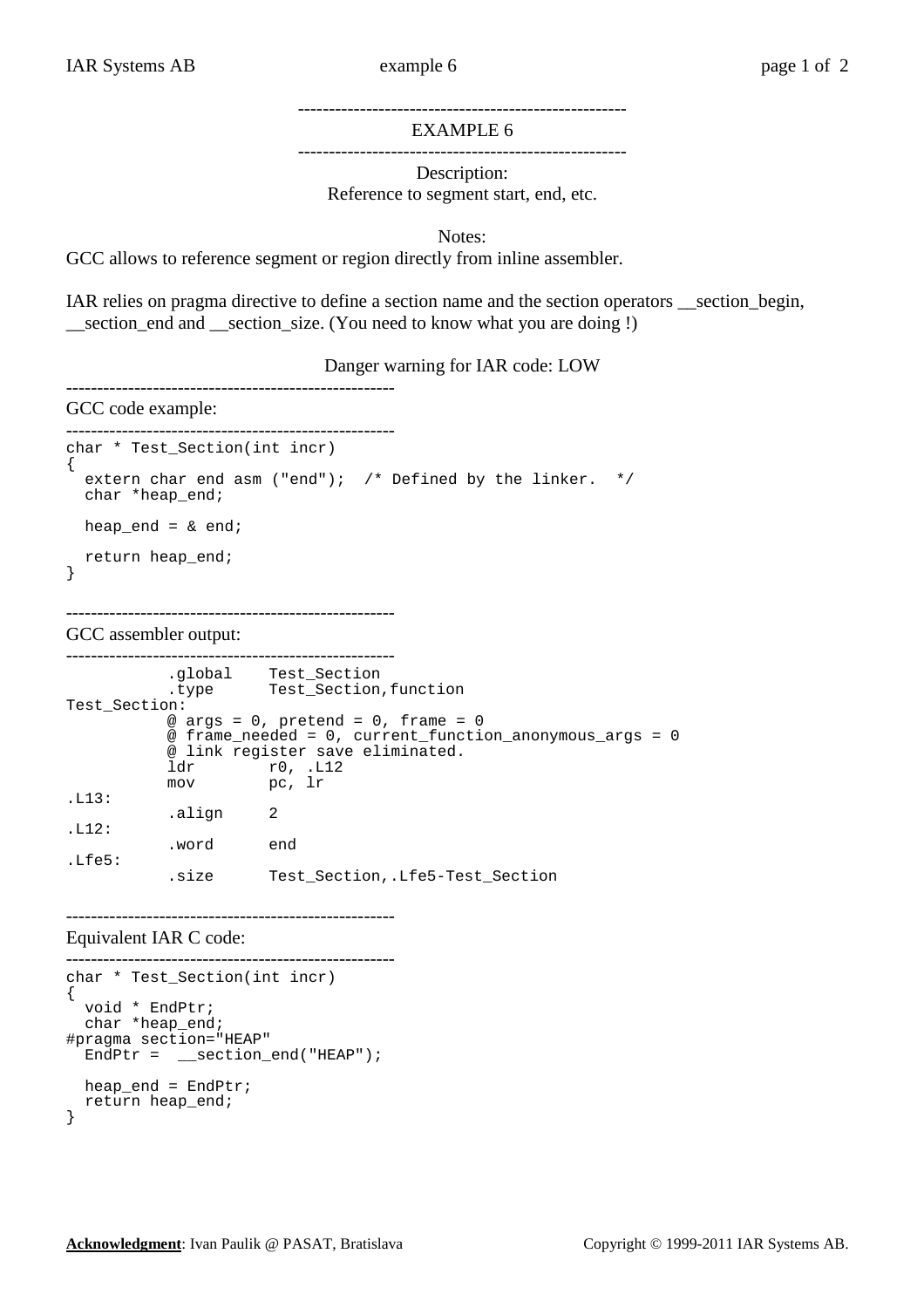---

# EXAMPLE 6

---

Description:
Reference to segment start, end, etc.

Notes:

GCC allows to reference segment or region directly from inline assembler.

IAR relies on pragma directive to define a section name and the section operators __section_begin, __section_end and __section_size. (You need to know what you are doing !)

Danger warning for IAR code: LOW

---

## GCC code example:

---

```
char * Test_Section(int incr)
{
  extern char end asm ("end");  /* Defined by the linker.  */
  char *heap_end;

  heap_end = & end;

  return heap_end;
}
```

---

## GCC assembler output:

---

```
           .global    Test_Section
           .type      Test_Section,function
Test_Section:
           @ args = 0, pretend = 0, frame = 0
           @ frame_needed = 0, current_function_anonymous_args = 0
           @ link register save eliminated.
           ldr        r0, .L12
           mov        pc, lr
.L13:
           .align     2
.L12:
           .word      end
.Lfe5:
           .size      Test_Section,.Lfe5-Test_Section
```

---

## Equivalent IAR C code:

---

```
char * Test_Section(int incr)
{
  void * EndPtr;
  char *heap_end;
#pragma section="HEAP"
  EndPtr =  __section_end("HEAP");

  heap_end = EndPtr;
  return heap_end;
}
```

**Acknowledgment**: Ivan Paulik @ PASAT, Bratislava

Copyright © 1999-2011 IAR Systems AB.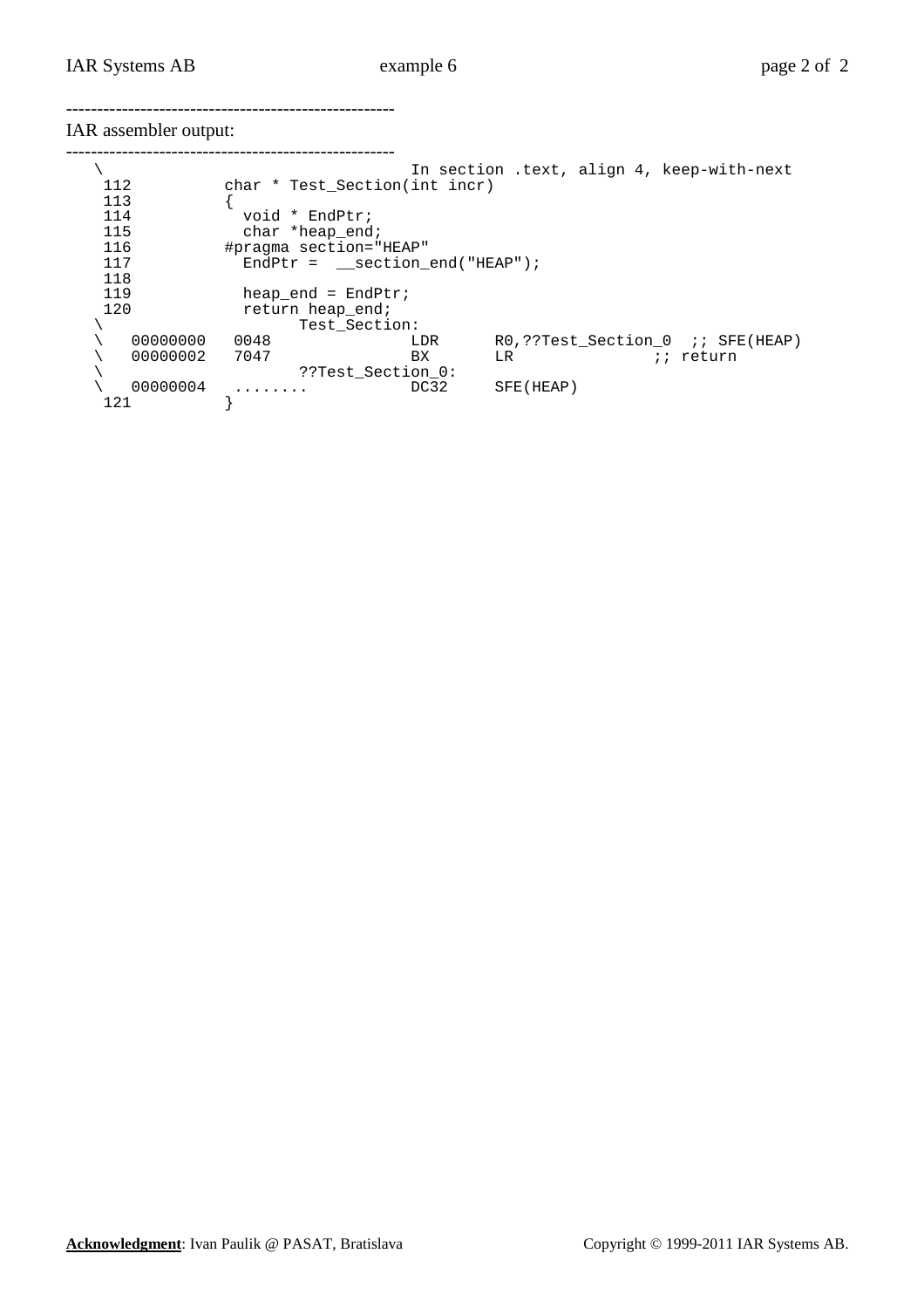-----------------------------------------------------

IAR assembler output:

-----------------------------------------------------

```
   \                                 In section .text, align 4, keep-with-next
    112          char * Test_Section(int incr)
    113          {
    114            void * EndPtr;
    115            char *heap_end;
    116          #pragma section="HEAP"
    117            EndPtr =  __section_end("HEAP");
    118
    119            heap_end = EndPtr;
    120            return heap_end;
   \                     Test_Section:
   \   00000000   0048               LDR      R0,??Test_Section_0  ;; SFE(HEAP)
   \   00000002   7047               BX       LR               ;; return
   \                     ??Test_Section_0:
   \   00000004   ........           DC32     SFE(HEAP)
    121          }
```

**Acknowledgment**: Ivan Paulik @ PASAT, Bratislava

Copyright © 1999-2011 IAR Systems AB.